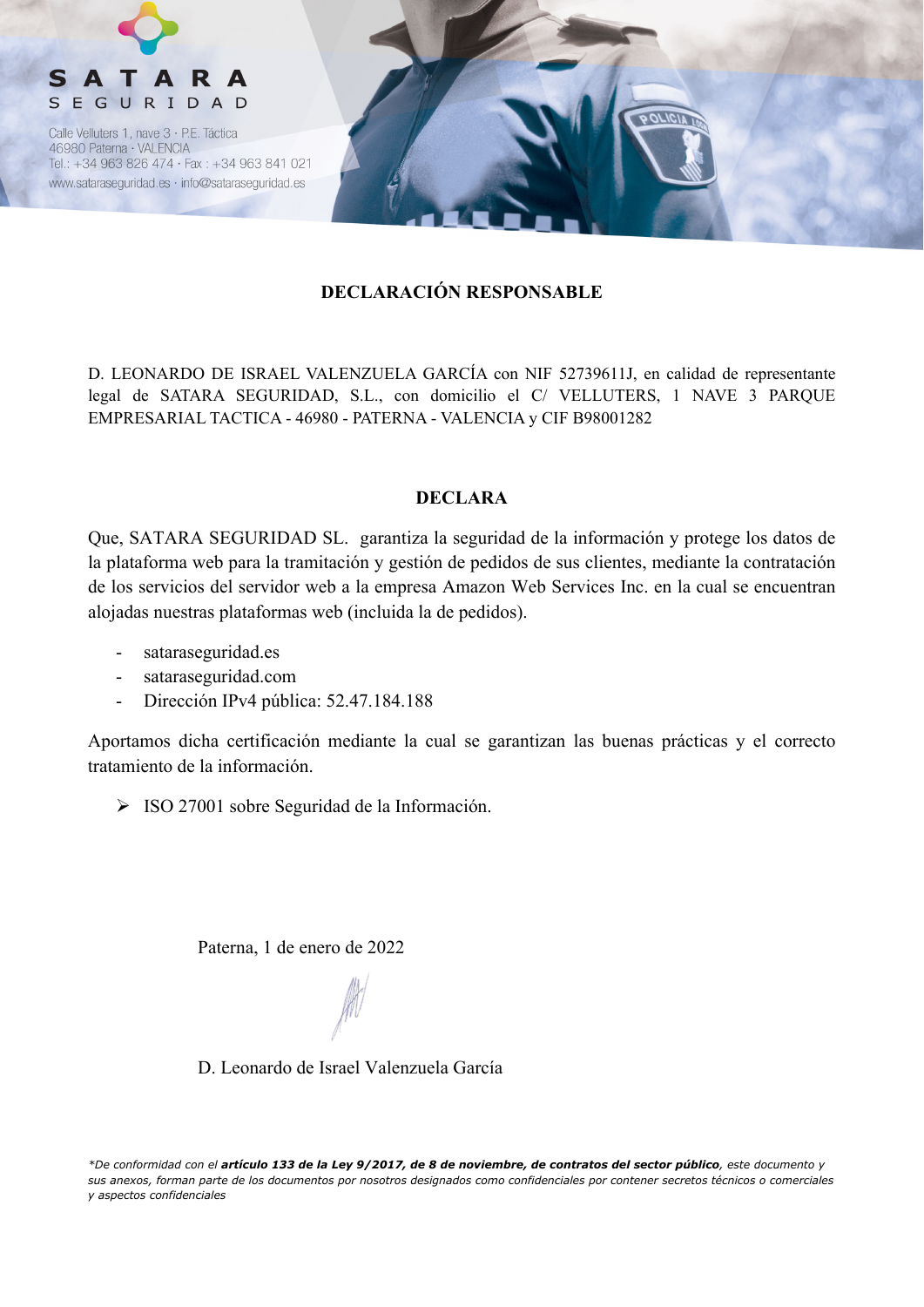SATARA
SEGURIDAD

Calle Velluters 1, nave 3 · P.E. Táctica
46980 Paterna · VALENCIA
Tel.: +34 963 826 474 · Fax : +34 963 841 021
www.sataraseguridad.es · info@sataraseguridad.es

# DECLARACIÓN RESPONSABLE

D. LEONARDO DE ISRAEL VALENZUELA GARCÍA con NIF 52739611J, en calidad de representante legal de SATARA SEGURIDAD, S.L., con domicilio el C/ VELLUTERS, 1 NAVE 3 PARQUE EMPRESARIAL TACTICA - 46980 - PATERNA - VALENCIA y CIF B98001282

## DECLARA

Que, SATARA SEGURIDAD SL. garantiza la seguridad de la información y protege los datos de la plataforma web para la tramitación y gestión de pedidos de sus clientes, mediante la contratación de los servicios del servidor web a la empresa Amazon Web Services Inc. en la cual se encuentran alojadas nuestras plataformas web (incluida la de pedidos).

- sataraseguridad.es
- sataraseguridad.com
- Dirección IPv4 pública: 52.47.184.188

Aportamos dicha certificación mediante la cual se garantizan las buenas prácticas y el correcto tratamiento de la información.

- ISO 27001 sobre Seguridad de la Información.

Paterna, 1 de enero de 2022

D. Leonardo de Israel Valenzuela García

*\*De conformidad con el **artículo 133 de la Ley 9/2017, de 8 de noviembre, de contratos del sector público**, este documento y sus anexos, forman parte de los documentos por nosotros designados como confidenciales por contener secretos técnicos o comerciales y aspectos confidenciales*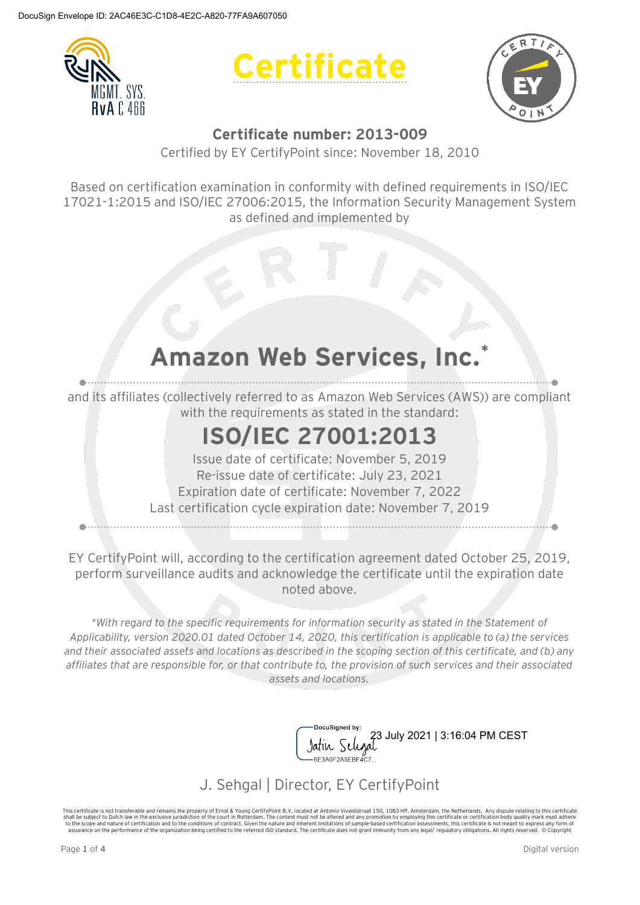DocuSign Envelope ID: 2AC46E3C-C1D8-4E2C-A820-77FA9A607050

# Certificate

**Certificate number: 2013-009**

Certified by EY CertifyPoint since: November 18, 2010

Based on certification examination in conformity with defined requirements in ISO/IEC 17021-1:2015 and ISO/IEC 27006:2015, the Information Security Management System as defined and implemented by

## Amazon Web Services, Inc.*

and its affiliates (collectively referred to as Amazon Web Services (AWS)) are compliant with the requirements as stated in the standard:

## ISO/IEC 27001:2013

Issue date of certificate: November 5, 2019
Re-issue date of certificate: July 23, 2021
Expiration date of certificate: November 7, 2022
Last certification cycle expiration date: November 7, 2019

EY CertifyPoint will, according to the certification agreement dated October 25, 2019, perform surveillance audits and acknowledge the certificate until the expiration date noted above.

*\*With regard to the specific requirements for information security as stated in the Statement of Applicability, version 2020.01 dated October 14, 2020, this certification is applicable to (a) the services and their associated assets and locations as described in the scoping section of this certificate, and (b) any affiliates that are responsible for, or that contribute to, the provision of such services and their associated assets and locations.*

DocuSigned by:
Jatin Sehgal
6E3A0F2A5EBF4C7...
23 July 2021 | 3:16:04 PM CEST

J. Sehgal | Director, EY CertifyPoint

This certificate is not transferable and remains the property of Ernst & Young CertifyPoint B.V, located at Antonio Vivaldistraat 150, 1083 HP, Amsterdam, the Netherlands. Any dispute relating to this certificate shall be subject to Dutch law in the exclusive jurisdiction of the court in Rotterdam. The content must not be altered and any promotion by employing this certificate or certification body quality mark must adhere to the scope and nature of certification and to the conditions of contract. Given the nature and inherent limitations of sample-based certification assessments, this certificate is not meant to express any form of assurance on the performance of the organization being certified to the referred ISO standard. The certificate does not grant immunity from any legal/ regulatory obligations. All rights reserved. © Copyright

Digital version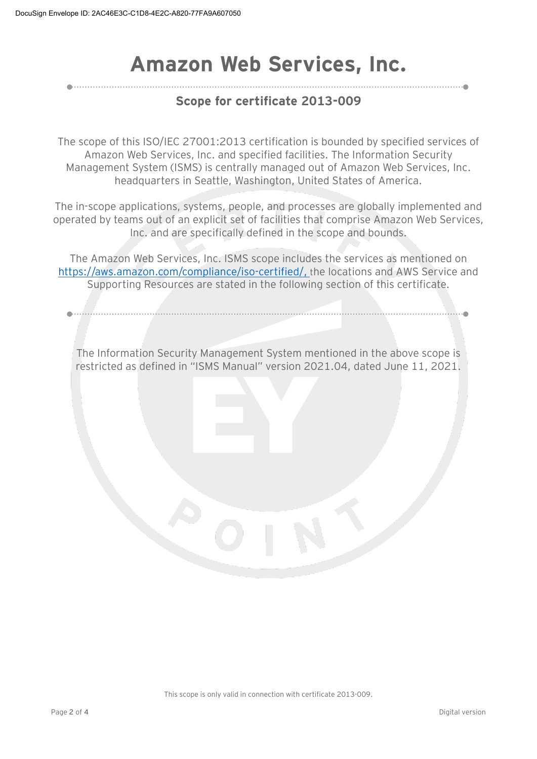# Amazon Web Services, Inc.

## Scope for certificate 2013-009

The scope of this ISO/IEC 27001:2013 certification is bounded by specified services of Amazon Web Services, Inc. and specified facilities. The Information Security Management System (ISMS) is centrally managed out of Amazon Web Services, Inc. headquarters in Seattle, Washington, United States of America.

The in-scope applications, systems, people, and processes are globally implemented and operated by teams out of an explicit set of facilities that comprise Amazon Web Services, Inc. and are specifically defined in the scope and bounds.

The Amazon Web Services, Inc. ISMS scope includes the services as mentioned on https://aws.amazon.com/compliance/iso-certified/, the locations and AWS Service and Supporting Resources are stated in the following section of this certificate.

The Information Security Management System mentioned in the above scope is restricted as defined in "ISMS Manual" version 2021.04, dated June 11, 2021.

This scope is only valid in connection with certificate 2013-009.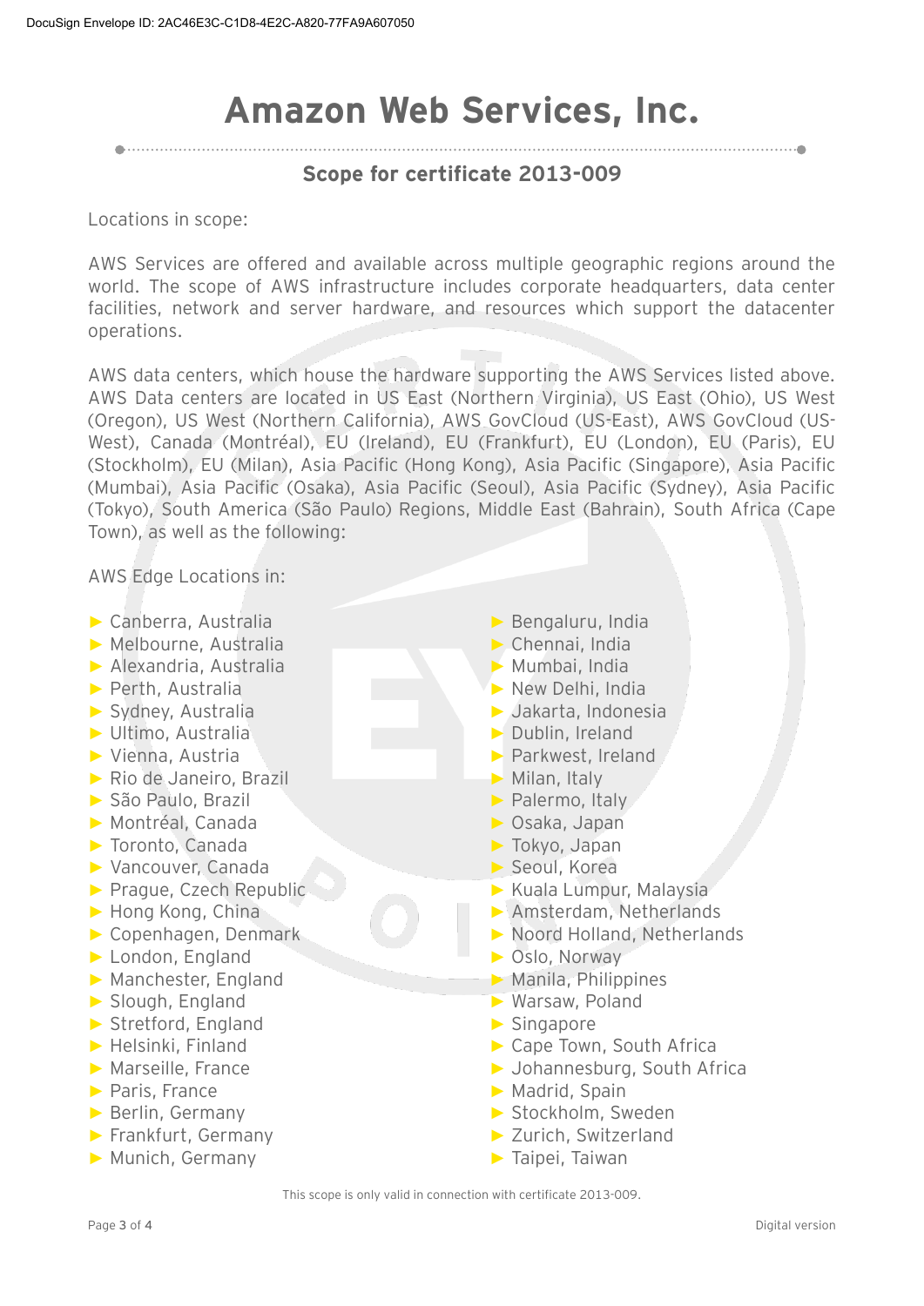# Amazon Web Services, Inc.

## Scope for certificate 2013-009

Locations in scope:

AWS Services are offered and available across multiple geographic regions around the world. The scope of AWS infrastructure includes corporate headquarters, data center facilities, network and server hardware, and resources which support the datacenter operations.

AWS data centers, which house the hardware supporting the AWS Services listed above. AWS Data centers are located in US East (Northern Virginia), US East (Ohio), US West (Oregon), US West (Northern California), AWS GovCloud (US-East), AWS GovCloud (US-West), Canada (Montréal), EU (Ireland), EU (Frankfurt), EU (London), EU (Paris), EU (Stockholm), EU (Milan), Asia Pacific (Hong Kong), Asia Pacific (Singapore), Asia Pacific (Mumbai), Asia Pacific (Osaka), Asia Pacific (Seoul), Asia Pacific (Sydney), Asia Pacific (Tokyo), South America (São Paulo) Regions, Middle East (Bahrain), South Africa (Cape Town), as well as the following:

AWS Edge Locations in:

- Canberra, Australia
- Melbourne, Australia
- Alexandria, Australia
- Perth, Australia
- Sydney, Australia
- Ultimo, Australia
- Vienna, Austria
- Rio de Janeiro, Brazil
- São Paulo, Brazil
- Montréal, Canada
- Toronto, Canada
- Vancouver, Canada
- Prague, Czech Republic
- Hong Kong, China
- Copenhagen, Denmark
- London, England
- Manchester, England
- Slough, England
- Stretford, England
- Helsinki, Finland
- Marseille, France
- Paris, France
- Berlin, Germany
- Frankfurt, Germany
- Munich, Germany
- Bengaluru, India
- Chennai, India
- Mumbai, India
- New Delhi, India
- Jakarta, Indonesia
- Dublin, Ireland
- Parkwest, Ireland
- Milan, Italy
- Palermo, Italy
- Osaka, Japan
- Tokyo, Japan
- Seoul, Korea
- Kuala Lumpur, Malaysia
- Amsterdam, Netherlands
- Noord Holland, Netherlands
- Oslo, Norway
- Manila, Philippines
- Warsaw, Poland
- Singapore
- Cape Town, South Africa
- Johannesburg, South Africa
- Madrid, Spain
- Stockholm, Sweden
- Zurich, Switzerland
- Taipei, Taiwan

This scope is only valid in connection with certificate 2013-009.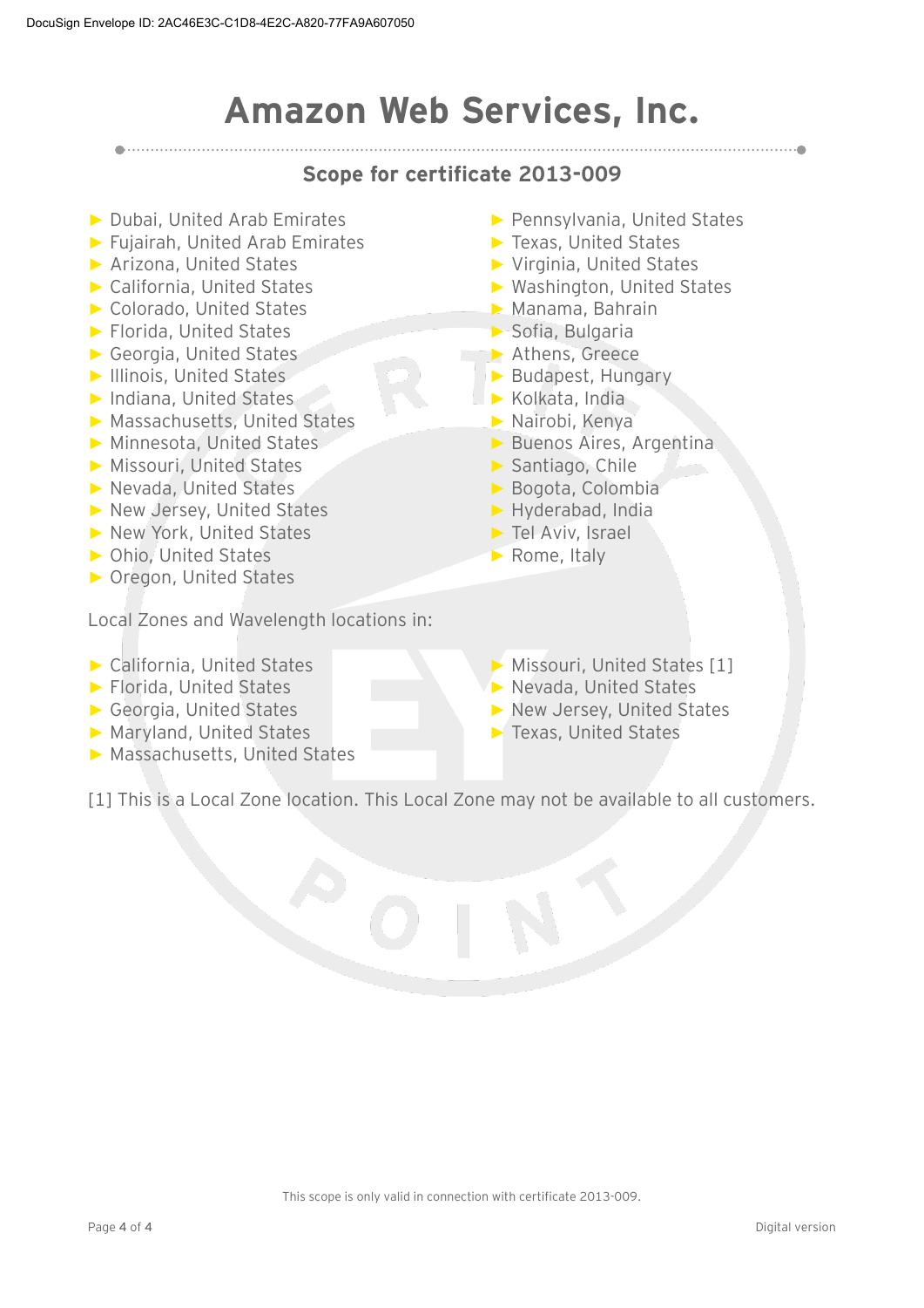# Amazon Web Services, Inc.

## Scope for certificate 2013-009

- Dubai, United Arab Emirates
- Fujairah, United Arab Emirates
- Arizona, United States
- California, United States
- Colorado, United States
- Florida, United States
- Georgia, United States
- Illinois, United States
- Indiana, United States
- Massachusetts, United States
- Minnesota, United States
- Missouri, United States
- Nevada, United States
- New Jersey, United States
- New York, United States
- Ohio, United States
- Oregon, United States
- Pennsylvania, United States
- Texas, United States
- Virginia, United States
- Washington, United States
- Manama, Bahrain
- Sofia, Bulgaria
- Athens, Greece
- Budapest, Hungary
- Kolkata, India
- Nairobi, Kenya
- Buenos Aires, Argentina
- Santiago, Chile
- Bogota, Colombia
- Hyderabad, India
- Tel Aviv, Israel
- Rome, Italy

Local Zones and Wavelength locations in:

- California, United States
- Florida, United States
- Georgia, United States
- Maryland, United States
- Massachusetts, United States
- Missouri, United States [1]
- Nevada, United States
- New Jersey, United States
- Texas, United States

[1] This is a Local Zone location. This Local Zone may not be available to all customers.

This scope is only valid in connection with certificate 2013-009.